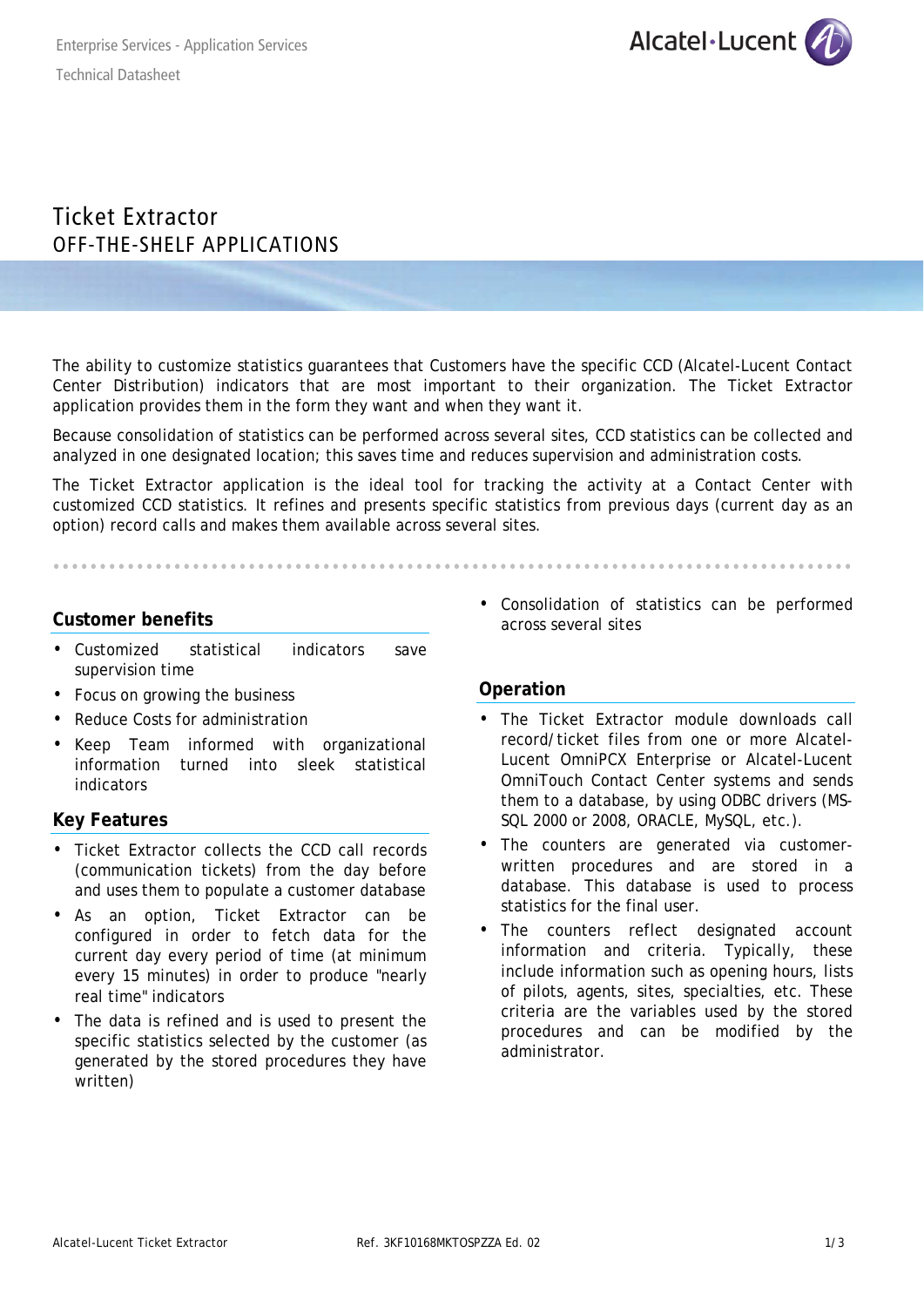# Ticket Extractor

## OFF-THE-SHELF APPLICATIONS

The ability to customize statistics guarantees that Customers have the specific CCD (Alcatel-Lucent Contact Center Distribution) indicators that are most important to their organization. The Ticket Extractor application provides them in the form they want and when they want it.

Because consolidation of statistics can be performed across several sites, CCD statistics can be collected and analyzed in one designated location; this saves time and reduces supervision and administration costs.

The Ticket Extractor application is the ideal tool for tracking the activity at a Contact Center with customized CCD statistics. It refines and presents specific statistics from previous days (current day as an option) record calls and makes them available across several sites.

### Customer benefits

- Customized statistical indicators save supervision time
- Focus on growing the business
- Reduce Costs for administration
- Keep Team informed with organizational information turned into sleek statistical indicators
- Consolidation of statistics can be performed across several sites

### Key Features

- Ticket Extractor collects the CCD call records (communication tickets) from the day before and uses them to populate a customer database
- As an option, Ticket Extractor can be configured in order to fetch data for the current day every period of time (at minimum every 15 minutes) in order to produce "nearly real time" indicators
- The data is refined and is used to present the specific statistics selected by the customer (as generated by the stored procedures they have written)

### Operation

- The Ticket Extractor module downloads call record/ticket files from one or more Alcatel-Lucent OmniPCX Enterprise or Alcatel-Lucent OmniTouch Contact Center systems and sends them to a database, by using ODBC drivers (MS-SQL 2000 or 2008, ORACLE, MySQL, etc.).
- The counters are generated via customer-written procedures and are stored in a database. This database is used to process statistics for the final user.
- The counters reflect designated account information and criteria. Typically, these include information such as opening hours, lists of pilots, agents, sites, specialties, etc. These criteria are the variables used by the stored procedures and can be modified by the administrator.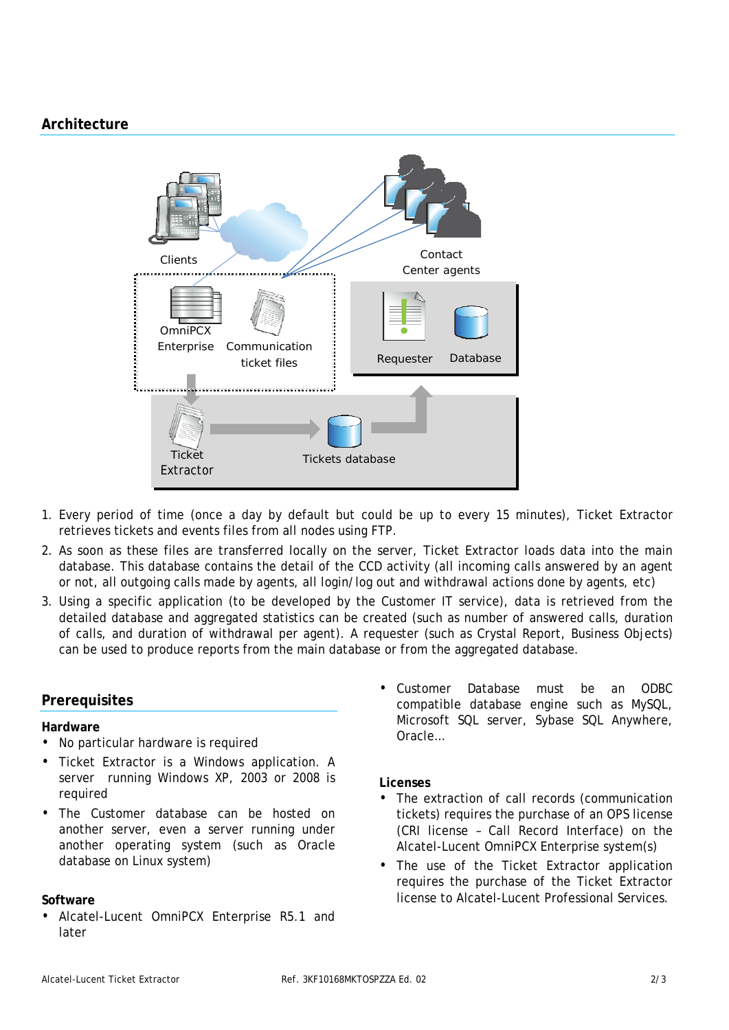## Architecture

1. Every period of time (once a day by default but could be up to every 15 minutes), Ticket Extractor retrieves tickets and events files from all nodes using FTP.
2. As soon as these files are transferred locally on the server, Ticket Extractor loads data into the main database. This database contains the detail of the CCD activity (all incoming calls answered by an agent or not, all outgoing calls made by agents, all login/log out and withdrawal actions done by agents, etc)
3. Using a specific application (to be developed by the Customer IT service), data is retrieved from the detailed database and aggregated statistics can be created (such as number of answered calls, duration of calls, and duration of withdrawal per agent). A requester (such as Crystal Report, Business Objects) can be used to produce reports from the main database or from the aggregated database.

## Prerequisites

### Hardware

- No particular hardware is required
- Ticket Extractor is a Windows application. A server running Windows XP, 2003 or 2008 is required
- The Customer database can be hosted on another server, even a server running under another operating system (such as Oracle database on Linux system)

### Software

- Alcatel-Lucent OmniPCX Enterprise R5.1 and later
- Customer Database must be an ODBC compatible database engine such as MySQL, Microsoft SQL server, Sybase SQL Anywhere, Oracle…

### Licenses

- The extraction of call records (communication tickets) requires the purchase of an OPS license (CRI license – Call Record Interface) on the Alcatel-Lucent OmniPCX Enterprise system(s)
- The use of the Ticket Extractor application requires the purchase of the Ticket Extractor license to Alcatel-Lucent Professional Services.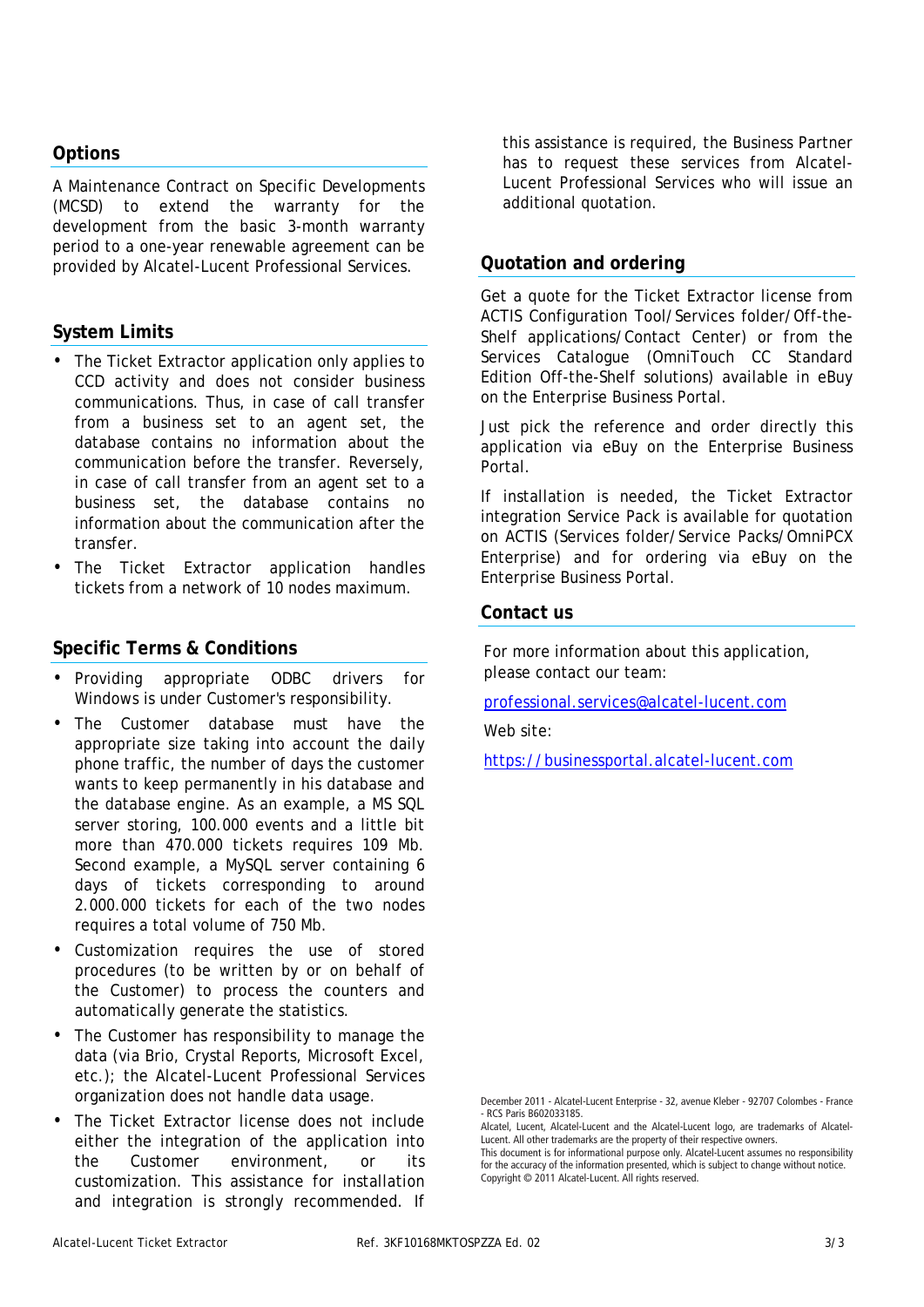## Options

A Maintenance Contract on Specific Developments (MCSD) to extend the warranty for the development from the basic 3-month warranty period to a one-year renewable agreement can be provided by Alcatel-Lucent Professional Services.

## System Limits

- The Ticket Extractor application only applies to CCD activity and does not consider business communications. Thus, in case of call transfer from a business set to an agent set, the database contains no information about the communication before the transfer. Reversely, in case of call transfer from an agent set to a business set, the database contains no information about the communication after the transfer.
- The Ticket Extractor application handles tickets from a network of 10 nodes maximum.

## Specific Terms & Conditions

- Providing appropriate ODBC drivers for Windows is under Customer's responsibility.
- The Customer database must have the appropriate size taking into account the daily phone traffic, the number of days the customer wants to keep permanently in his database and the database engine. As an example, a MS SQL server storing, 100.000 events and a little bit more than 470.000 tickets requires 109 Mb. Second example, a MySQL server containing 6 days of tickets corresponding to around 2.000.000 tickets for each of the two nodes requires a total volume of 750 Mb.
- Customization requires the use of stored procedures (to be written by or on behalf of the Customer) to process the counters and automatically generate the statistics.
- The Customer has responsibility to manage the data (via Brio, Crystal Reports, Microsoft Excel, etc.); the Alcatel-Lucent Professional Services organization does not handle data usage.
- The Ticket Extractor license does not include either the integration of the application into the Customer environment, or its customization. This assistance for installation and integration is strongly recommended. If this assistance is required, the Business Partner has to request these services from Alcatel-Lucent Professional Services who will issue an additional quotation.

## Quotation and ordering

Get a quote for the Ticket Extractor license from ACTIS Configuration Tool/Services folder/Off-the-Shelf applications/Contact Center) or from the Services Catalogue (OmniTouch CC Standard Edition Off-the-Shelf solutions) available in eBuy on the Enterprise Business Portal.

Just pick the reference and order directly this application via eBuy on the Enterprise Business Portal.

If installation is needed, the Ticket Extractor integration Service Pack is available for quotation on ACTIS (Services folder/Service Packs/OmniPCX Enterprise) and for ordering via eBuy on the Enterprise Business Portal.

## Contact us

For more information about this application, please contact our team:

professional.services@alcatel-lucent.com

Web site:

https://businessportal.alcatel-lucent.com

December 2011 - Alcatel-Lucent Enterprise - 32, avenue Kleber - 92707 Colombes - France - RCS Paris B602033185.
Alcatel, Lucent, Alcatel-Lucent and the Alcatel-Lucent logo, are trademarks of Alcatel-Lucent. All other trademarks are the property of their respective owners.
This document is for informational purpose only. Alcatel-Lucent assumes no responsibility for the accuracy of the information presented, which is subject to change without notice.
Copyright © 2011 Alcatel-Lucent. All rights reserved.